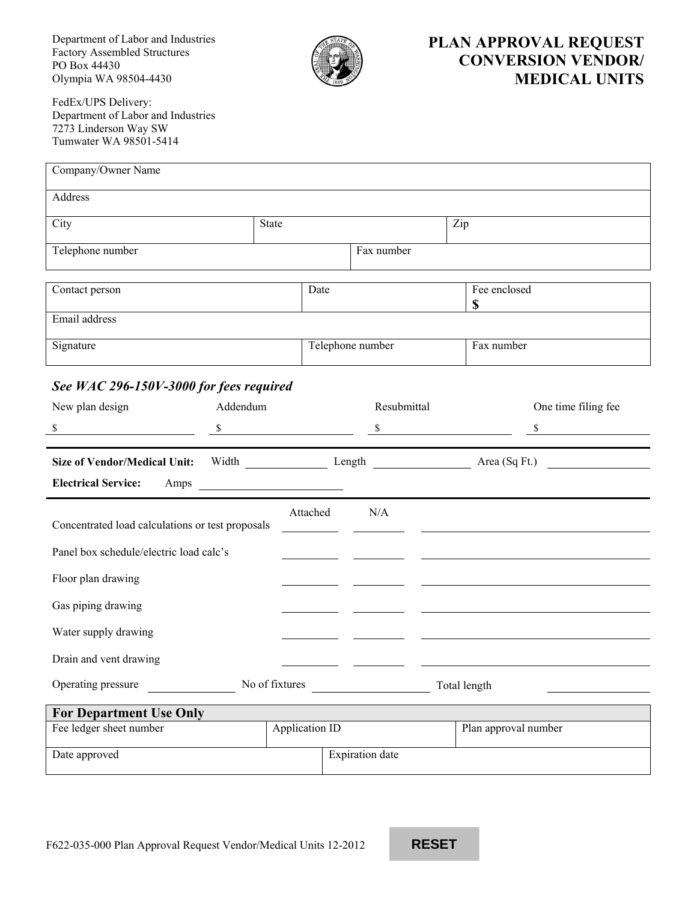Department of Labor and Industries
Factory Assembled Structures
PO Box 44430
Olympia WA 98504-4430

FedEx/UPS Delivery:
Department of Labor and Industries
7273 Linderson Way SW
Tumwater WA 98501-5414

# PLAN APPROVAL REQUEST CONVERSION VENDOR/ MEDICAL UNITS

| Company/Owner Name | | |
|---|---|---|
| Address | | |
| City | State | Zip |
| Telephone number | Fax number | |

| Contact person | Date | Fee enclosed $ |
|---|---|---|
| Email address | | |
| Signature | Telephone number | Fax number |

***See WAC 296-150V-3000 for fees required***

| New plan design | Addendum | Resubmittal | One time filing fee |
|---|---|---|---|
| $ | $ | $ | $ |

**Size of Vendor/Medical Unit:** Width \_\_\_\_\_\_\_\_ Length \_\_\_\_\_\_\_\_ Area (Sq Ft.) \_\_\_\_\_\_\_\_

**Electrical Service:** Amps \_\_\_\_\_\_\_\_

| | Attached | N/A | |
|---|---|---|---|
| Concentrated load calculations or test proposals | | | |
| Panel box schedule/electric load calc's | | | |
| Floor plan drawing | | | |
| Gas piping drawing | | | |
| Water supply drawing | | | |
| Drain and vent drawing | | | |

Operating pressure \_\_\_\_\_\_\_\_ No of fixtures \_\_\_\_\_\_\_\_ Total length \_\_\_\_\_\_\_\_

| For Department Use Only | | |
|---|---|---|
| Fee ledger sheet number | Application ID | Plan approval number |
| Date approved | Expiration date | |

F622-035-000 Plan Approval Request Vendor/Medical Units 12-2012

RESET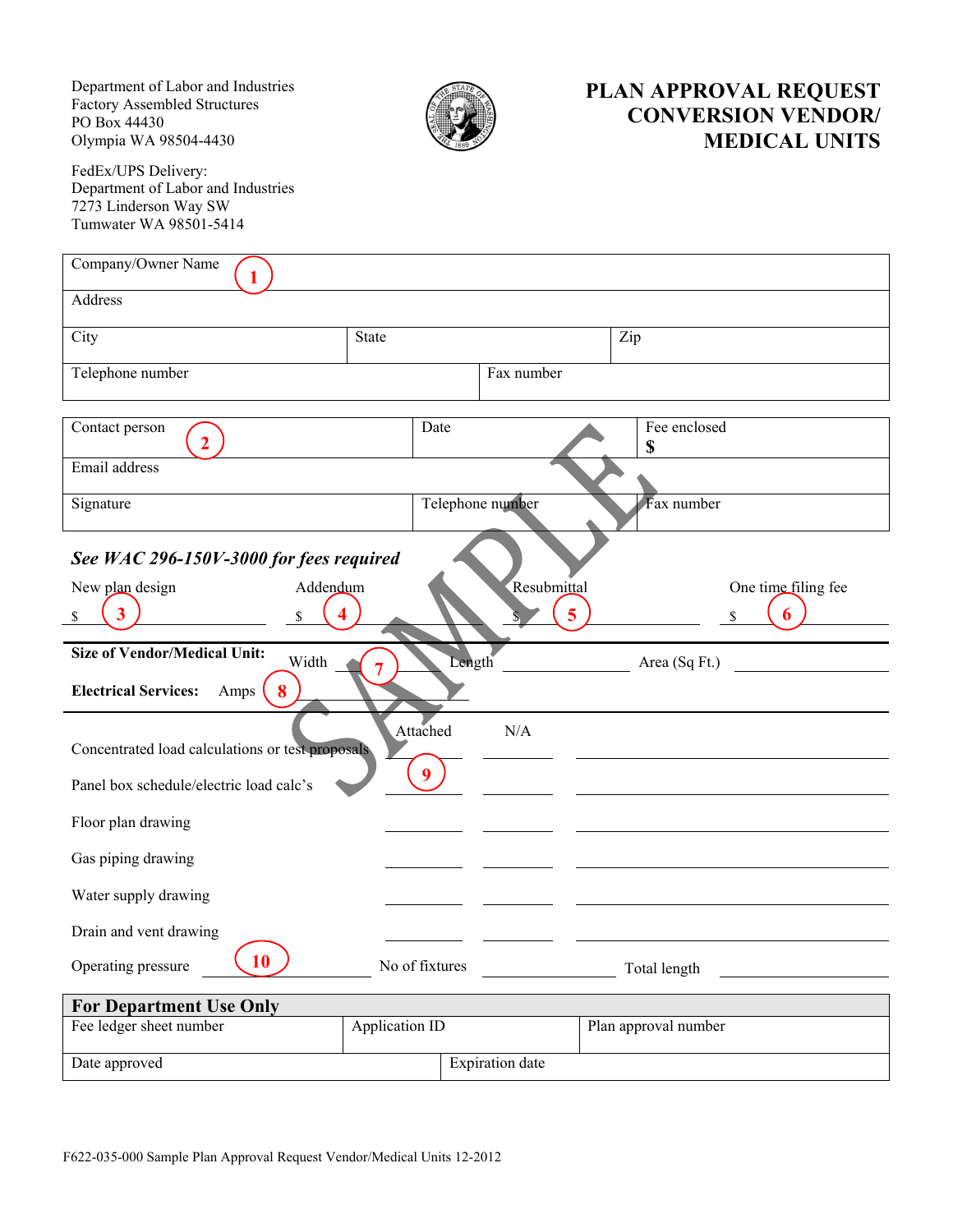Department of Labor and Industries
Factory Assembled Structures
PO Box 44430
Olympia WA 98504-4430

FedEx/UPS Delivery:
Department of Labor and Industries
7273 Linderson Way SW
Tumwater WA 98501-5414

# PLAN APPROVAL REQUEST CONVERSION VENDOR/ MEDICAL UNITS

SAMPLE

| Company/Owner Name 1 | | |
|---|---|---|
| Address | | |
| City | State | Zip |
| Telephone number | Fax number | |

| Contact person 2 | Date | Fee enclosed $ |
|---|---|---|
| Email address | | |
| Signature | Telephone number | Fax number |

***See WAC 296-150V-3000 for fees required***

| New plan design | Addendum | Resubmittal | One time filing fee |
|---|---|---|---|
| $ 3 | $ 4 | $ 5 | $ 6 |

**Size of Vendor/Medical Unit:** Width 7 ______ Length ______ Area (Sq Ft.) ______

**Electrical Services:** Amps 8 ______

| | Attached | N/A | |
|---|---|---|---|
| Concentrated load calculations or test proposals | | | |
| Panel box schedule/electric load calc's | 9 | | |
| Floor plan drawing | | | |
| Gas piping drawing | | | |
| Water supply drawing | | | |
| Drain and vent drawing | | | |

Operating pressure 10 ______ No of fixtures ______ Total length ______

| **For Department Use Only** | | |
|---|---|---|
| Fee ledger sheet number | Application ID | Plan approval number |
| Date approved | Expiration date | |

F622-035-000 Sample Plan Approval Request Vendor/Medical Units 12-2012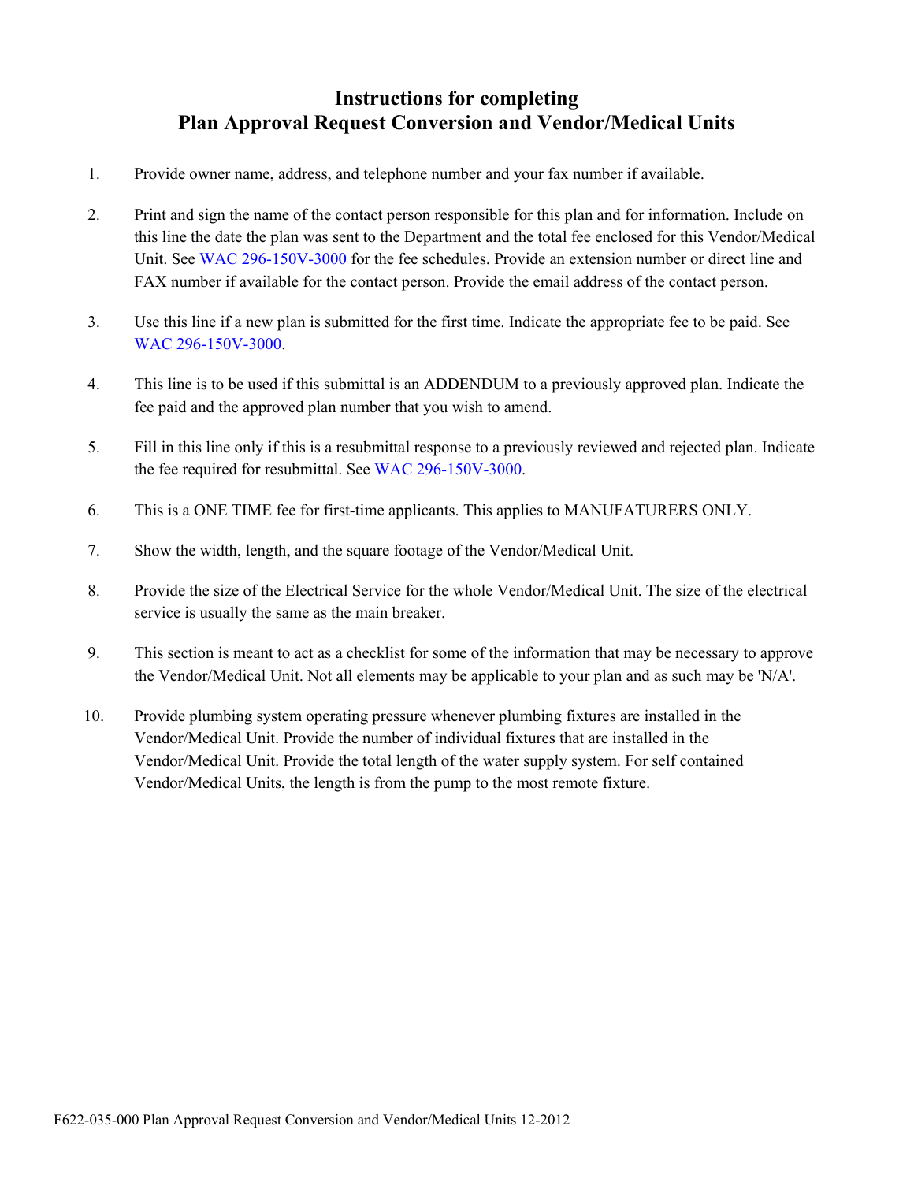# Instructions for completing Plan Approval Request Conversion and Vendor/Medical Units

1. Provide owner name, address, and telephone number and your fax number if available.

2. Print and sign the name of the contact person responsible for this plan and for information. Include on this line the date the plan was sent to the Department and the total fee enclosed for this Vendor/Medical Unit. See WAC 296-150V-3000 for the fee schedules. Provide an extension number or direct line and FAX number if available for the contact person. Provide the email address of the contact person.

3. Use this line if a new plan is submitted for the first time. Indicate the appropriate fee to be paid. See WAC 296-150V-3000.

4. This line is to be used if this submittal is an ADDENDUM to a previously approved plan. Indicate the fee paid and the approved plan number that you wish to amend.

5. Fill in this line only if this is a resubmittal response to a previously reviewed and rejected plan. Indicate the fee required for resubmittal. See WAC 296-150V-3000.

6. This is a ONE TIME fee for first-time applicants. This applies to MANUFATURERS ONLY.

7. Show the width, length, and the square footage of the Vendor/Medical Unit.

8. Provide the size of the Electrical Service for the whole Vendor/Medical Unit. The size of the electrical service is usually the same as the main breaker.

9. This section is meant to act as a checklist for some of the information that may be necessary to approve the Vendor/Medical Unit. Not all elements may be applicable to your plan and as such may be 'N/A'.

10. Provide plumbing system operating pressure whenever plumbing fixtures are installed in the Vendor/Medical Unit. Provide the number of individual fixtures that are installed in the Vendor/Medical Unit. Provide the total length of the water supply system. For self contained Vendor/Medical Units, the length is from the pump to the most remote fixture.

F622-035-000 Plan Approval Request Conversion and Vendor/Medical Units 12-2012